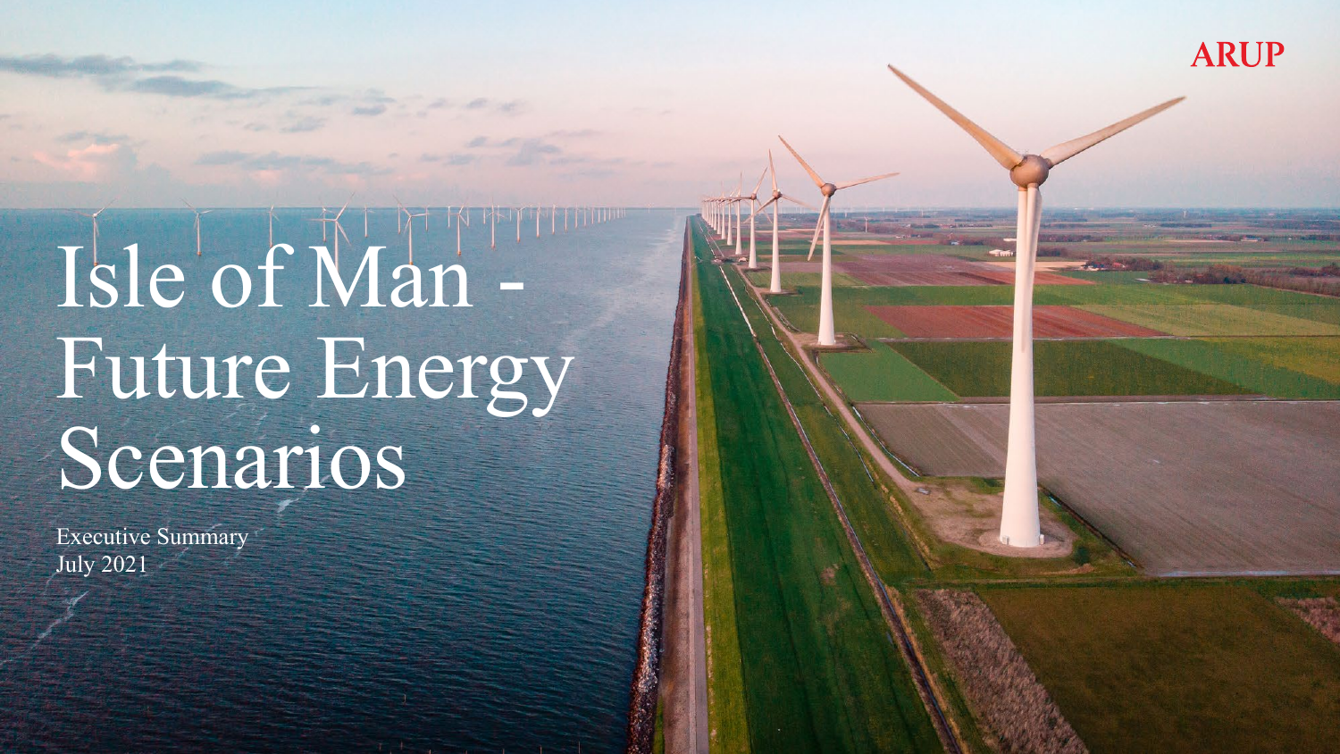ARUP

# Isle of Man - Future Energy Scenarios

Executive Summary
July 2021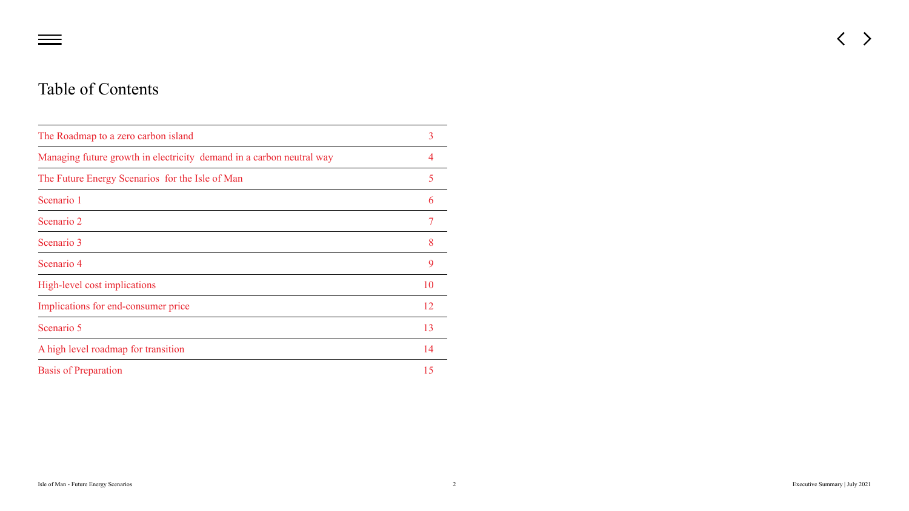# Table of Contents

| | |
|---|---|
| The Roadmap to a zero carbon island | 3 |
| Managing future growth in electricity demand in a carbon neutral way | 4 |
| The Future Energy Scenarios for the Isle of Man | 5 |
| Scenario 1 | 6 |
| Scenario 2 | 7 |
| Scenario 3 | 8 |
| Scenario 4 | 9 |
| High-level cost implications | 10 |
| Implications for end-consumer price | 12 |
| Scenario 5 | 13 |
| A high level roadmap for transition | 14 |
| Basis of Preparation | 15 |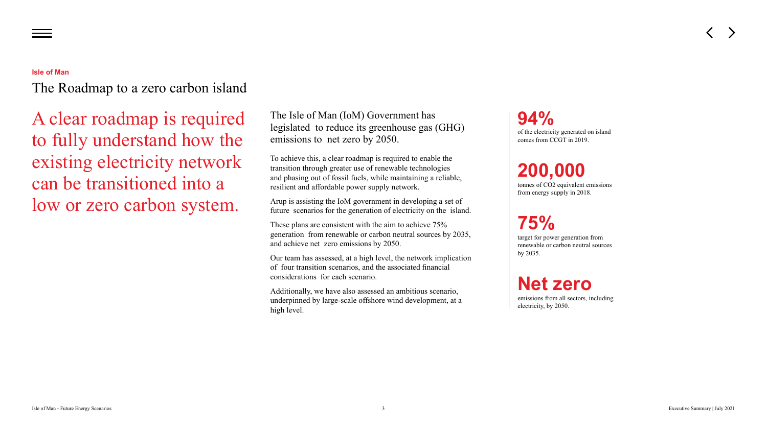**Isle of Man**

# The Roadmap to a zero carbon island

## A clear roadmap is required to fully understand how the existing electricity network can be transitioned into a low or zero carbon system.

The Isle of Man (IoM) Government has legislated to reduce its greenhouse gas (GHG) emissions to net zero by 2050.

To achieve this, a clear roadmap is required to enable the transition through greater use of renewable technologies and phasing out of fossil fuels, while maintaining a reliable, resilient and affordable power supply network.

Arup is assisting the IoM government in developing a set of future scenarios for the generation of electricity on the island.

These plans are consistent with the aim to achieve 75% generation from renewable or carbon neutral sources by 2035, and achieve net zero emissions by 2050.

Our team has assessed, at a high level, the network implication of four transition scenarios, and the associated financial considerations for each scenario.

Additionally, we have also assessed an ambitious scenario, underpinned by large-scale offshore wind development, at a high level.

**94%**
of the electricity generated on island comes from CCGT in 2019.

**200,000**
tonnes of $CO_2$ equivalent emissions from energy supply in 2018.

**75%**
target for power generation from renewable or carbon neutral sources by 2035.

**Net zero**
emissions from all sectors, including electricity, by 2050.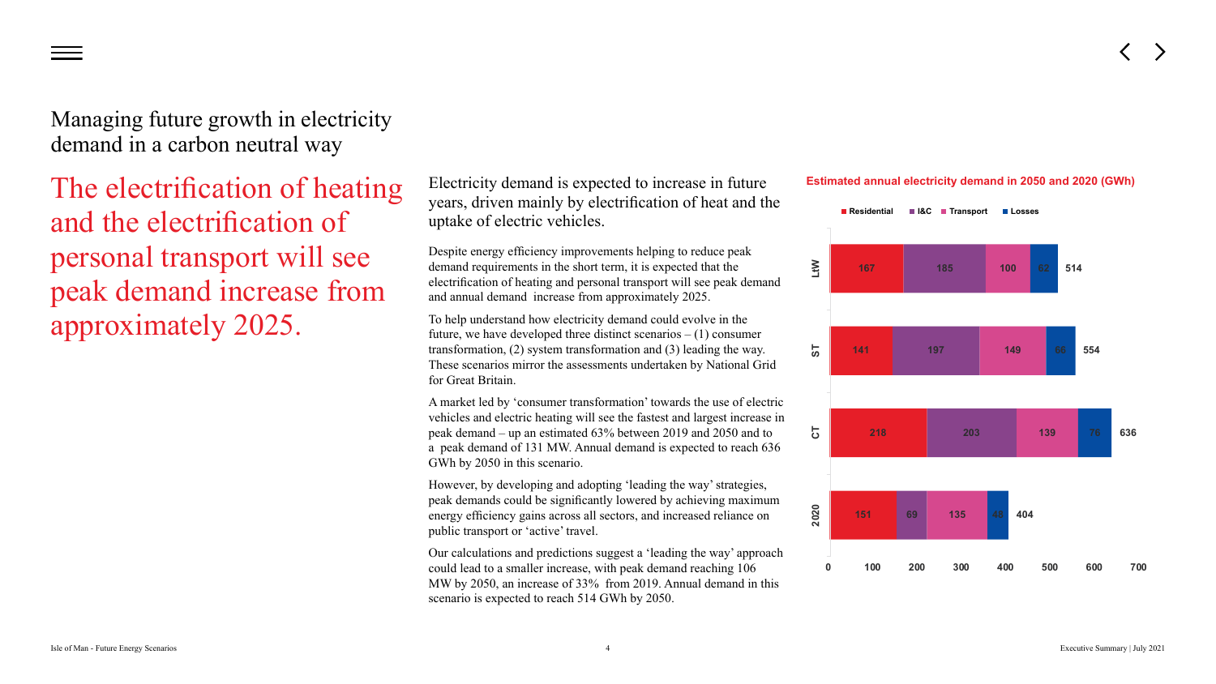# Managing future growth in electricity demand in a carbon neutral way

## The electrification of heating and the electrification of personal transport will see peak demand increase from approximately 2025.

Electricity demand is expected to increase in future years, driven mainly by electrification of heat and the uptake of electric vehicles.

Despite energy efficiency improvements helping to reduce peak demand requirements in the short term, it is expected that the electrification of heating and personal transport will see peak demand and annual demand increase from approximately 2025.

To help understand how electricity demand could evolve in the future, we have developed three distinct scenarios – (1) consumer transformation, (2) system transformation and (3) leading the way. These scenarios mirror the assessments undertaken by National Grid for Great Britain.

A market led by 'consumer transformation' towards the use of electric vehicles and electric heating will see the fastest and largest increase in peak demand – up an estimated 63% between 2019 and 2050 and to a peak demand of 131 MW. Annual demand is expected to reach 636 GWh by 2050 in this scenario.

However, by developing and adopting 'leading the way' strategies, peak demands could be significantly lowered by achieving maximum energy efficiency gains across all sectors, and increased reliance on public transport or 'active' travel.

Our calculations and predictions suggest a 'leading the way' approach could lead to a smaller increase, with peak demand reaching 106 MW by 2050, an increase of 33% from 2019. Annual demand in this scenario is expected to reach 514 GWh by 2050.

**Estimated annual electricity demand in 2050 and 2020 (GWh)**

Residential, I&C, Transport, Losses

LtW: 167, 185, 100, 62 — 514

ST: 141, 197, 149, 66 — 554

CT: 218, 203, 139, 76 — 636

2020: 151, 69, 135, 48 — 404

0, 100, 200, 300, 400, 500, 600, 700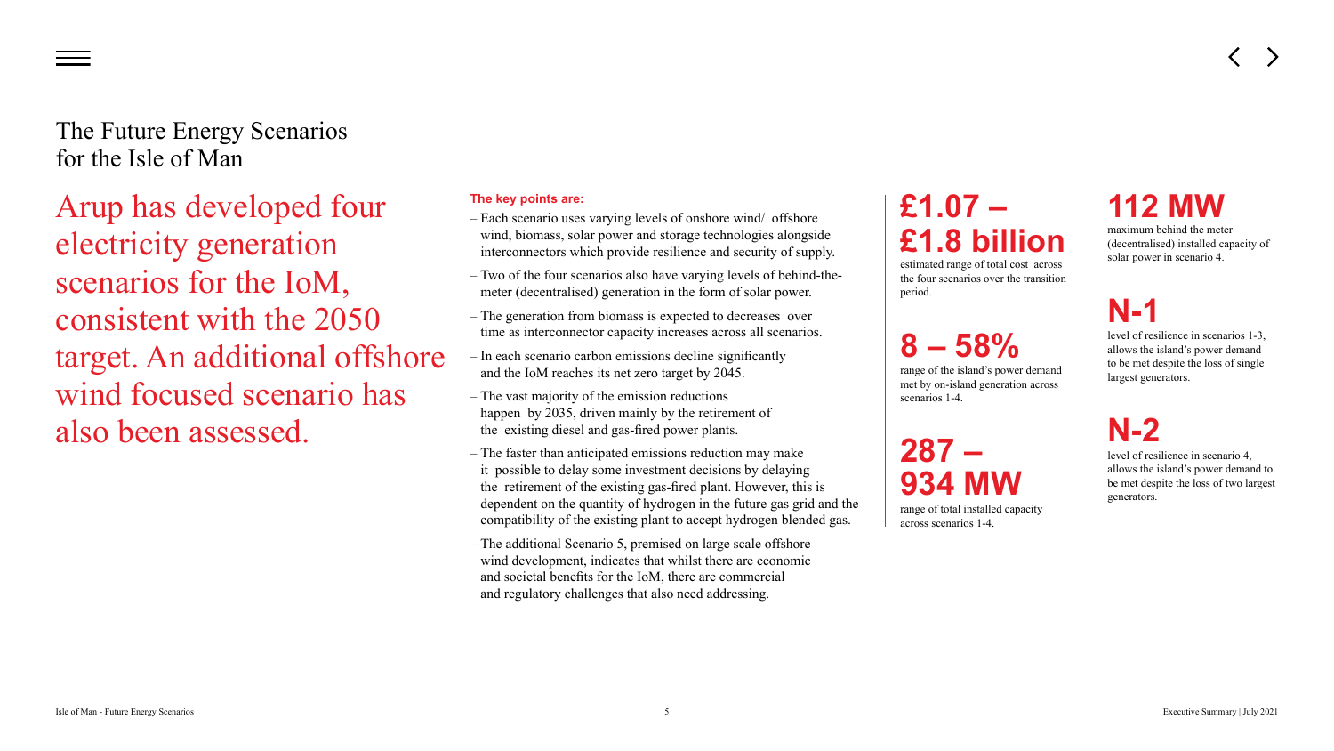## The Future Energy Scenarios for the Isle of Man

# Arup has developed four electricity generation scenarios for the IoM, consistent with the 2050 target. An additional offshore wind focused scenario has also been assessed.

**The key points are:**

- Each scenario uses varying levels of onshore wind/ offshore wind, biomass, solar power and storage technologies alongside interconnectors which provide resilience and security of supply.
- Two of the four scenarios also have varying levels of behind-the-meter (decentralised) generation in the form of solar power.
- The generation from biomass is expected to decreases over time as interconnector capacity increases across all scenarios.
- In each scenario carbon emissions decline significantly and the IoM reaches its net zero target by 2045.
- The vast majority of the emission reductions happen by 2035, driven mainly by the retirement of the existing diesel and gas-fired power plants.
- The faster than anticipated emissions reduction may make it possible to delay some investment decisions by delaying the retirement of the existing gas-fired plant. However, this is dependent on the quantity of hydrogen in the future gas grid and the compatibility of the existing plant to accept hydrogen blended gas.
- The additional Scenario 5, premised on large scale offshore wind development, indicates that whilst there are economic and societal benefits for the IoM, there are commercial and regulatory challenges that also need addressing.

**£1.07 – £1.8 billion**
estimated range of total cost across the four scenarios over the transition period.

**8 – 58%**
range of the island's power demand met by on-island generation across scenarios 1-4.

**287 – 934 MW**
range of total installed capacity across scenarios 1-4.

**112 MW**
maximum behind the meter (decentralised) installed capacity of solar power in scenario 4.

**N-1**
level of resilience in scenarios 1-3, allows the island's power demand to be met despite the loss of single largest generators.

**N-2**
level of resilience in scenario 4, allows the island's power demand to be met despite the loss of two largest generators.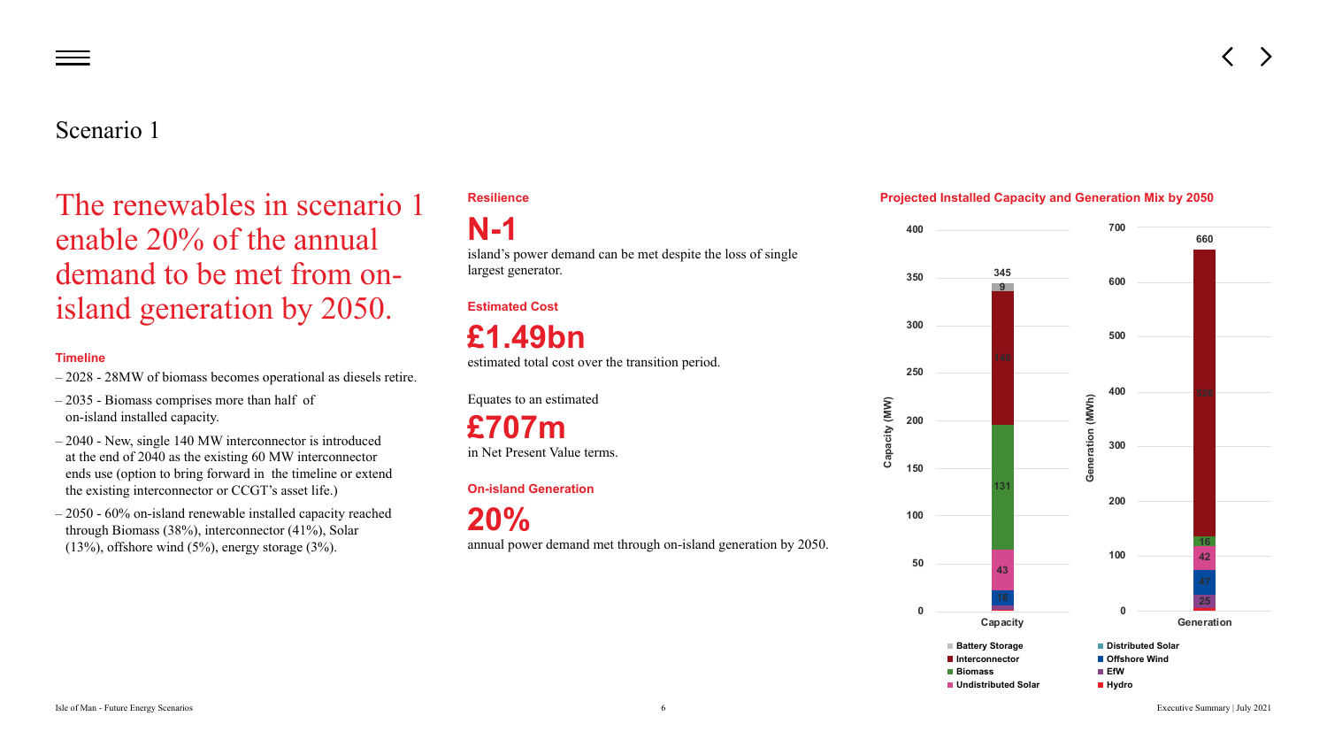# Scenario 1

## The renewables in scenario 1 enable 20% of the annual demand to be met from on-island generation by 2050.

### Timeline

- 2028 - 28MW of biomass becomes operational as diesels retire.
- 2035 - Biomass comprises more than half of on-island installed capacity.
- 2040 - New, single 140 MW interconnector is introduced at the end of 2040 as the existing 60 MW interconnector ends use (option to bring forward in the timeline or extend the existing interconnector or CCGT's asset life.)
- 2050 - 60% on-island renewable installed capacity reached through Biomass (38%), interconnector (41%), Solar (13%), offshore wind (5%), energy storage (3%).

### Resilience

**N-1**

island's power demand can be met despite the loss of single largest generator.

### Estimated Cost

**£1.49bn**

estimated total cost over the transition period.

Equates to an estimated

**£707m**

in Net Present Value terms.

### On-island Generation

**20%**

annual power demand met through on-island generation by 2050.

### Projected Installed Capacity and Generation Mix by 2050

Capacity (MW)
400
350
300
250
200
150
100
50
0
345
9
140
131
43
16
Capacity

Generation (MWh)
700
600
500
400
300
200
100
0
660
526
16
42
47
25
Generation

Battery Storage
Interconnector
Biomass
Undistributed Solar
Distributed Solar
Offshore Wind
EfW
Hydro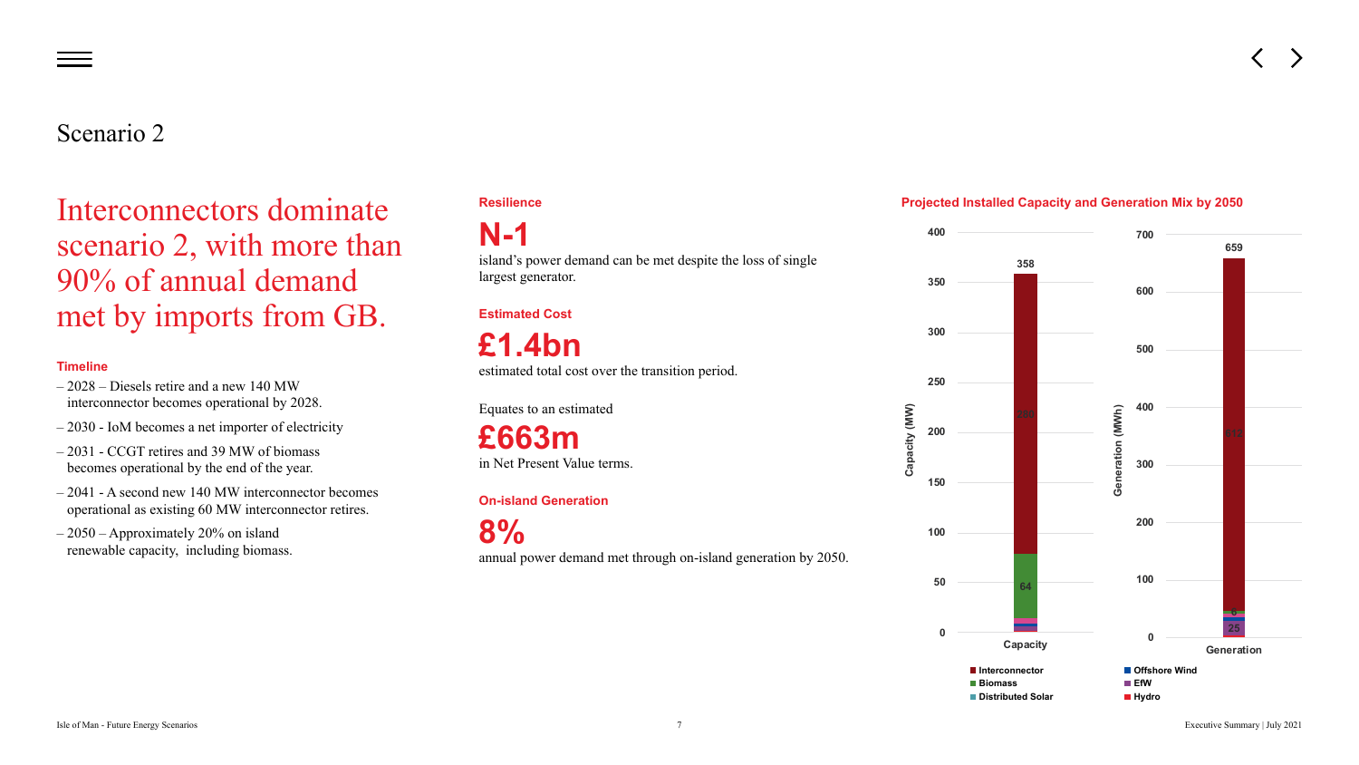# Scenario 2

## Interconnectors dominate scenario 2, with more than 90% of annual demand met by imports from GB.

### Timeline

- 2028 – Diesels retire and a new 140 MW interconnector becomes operational by 2028.
- 2030 - IoM becomes a net importer of electricity
- 2031 - CCGT retires and 39 MW of biomass becomes operational by the end of the year.
- 2041 - A second new 140 MW interconnector becomes operational as existing 60 MW interconnector retires.
- 2050 – Approximately 20% on island renewable capacity, including biomass.

### Resilience

**N-1**

island's power demand can be met despite the loss of single largest generator.

### Estimated Cost

**£1.4bn**

estimated total cost over the transition period.

Equates to an estimated

**£663m**

in Net Present Value terms.

### On-island Generation

**8%**

annual power demand met through on-island generation by 2050.

### Projected Installed Capacity and Generation Mix by 2050

Capacity (MW)

400
350
300
250
200
150
100
50
0

358
280
64

Capacity

Generation (MWh)

700
600
500
400
300
200
100
0

659
612
6
25

Generation

Interconnector
Biomass
Distributed Solar
Offshore Wind
EfW
Hydro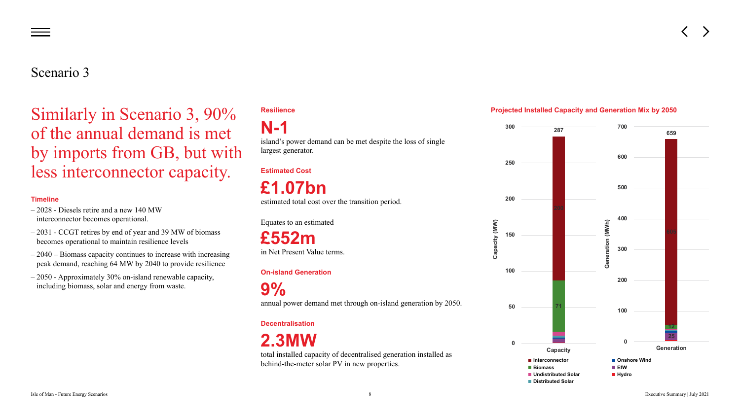## Scenario 3

# Similarly in Scenario 3, 90% of the annual demand is met by imports from GB, but with less interconnector capacity.

### Timeline

- 2028 - Diesels retire and a new 140 MW interconnector becomes operational.
- 2031 - CCGT retires by end of year and 39 MW of biomass becomes operational to maintain resilience levels
- 2040 – Biomass capacity continues to increase with increasing peak demand, reaching 64 MW by 2040 to provide resilience
- 2050 - Approximately 30% on-island renewable capacity, including biomass, solar and energy from waste.

### Resilience

**N-1**

island's power demand can be met despite the loss of single largest generator.

### Estimated Cost

**£1.07bn**

estimated total cost over the transition period.

Equates to an estimated

**£552m**

in Net Present Value terms.

### On-island Generation

**9%**

annual power demand met through on-island generation by 2050.

### Decentralisation

**2.3MW**

total installed capacity of decentralised generation installed as behind-the-meter solar PV in new properties.

### Projected Installed Capacity and Generation Mix by 2050

Capacity (MW)
0
50
100
150
200
250
300
287
200
71
Capacity

Generation (MWh)
0
100
200
300
400
500
600
700
659
603
12
25
Generation

Interconnector
Biomass
Undistributed Solar
Distributed Solar
Onshore Wind
EfW
Hydro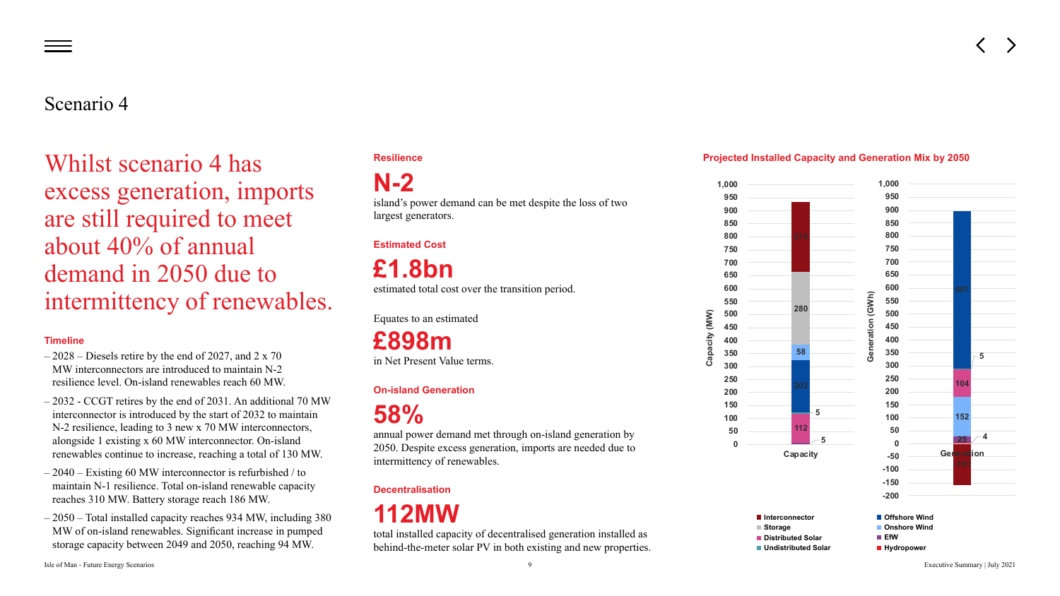# Scenario 4

## Whilst scenario 4 has excess generation, imports are still required to meet about 40% of annual demand in 2050 due to intermittency of renewables.

### Timeline

- 2028 – Diesels retire by the end of 2027, and 2 x 70 MW interconnectors are introduced to maintain N-2 resilience level. On-island renewables reach 60 MW.
- 2032 - CCGT retires by the end of 2031. An additional 70 MW interconnector is introduced by the start of 2032 to maintain N-2 resilience, leading to 3 new x 70 MW interconnectors, alongside 1 existing x 60 MW interconnector. On-island renewables continue to increase, reaching a total of 130 MW.
- 2040 – Existing 60 MW interconnector is refurbished / to maintain N-1 resilience. Total on-island renewable capacity reaches 310 MW. Battery storage reach 186 MW.
- 2050 – Total installed capacity reaches 934 MW, including 380 MW of on-island renewables. Significant increase in pumped storage capacity between 2049 and 2050, reaching 94 MW.

### Resilience

**N-2**

island's power demand can be met despite the loss of two largest generators.

### Estimated Cost

**£1.8bn**

estimated total cost over the transition period.

Equates to an estimated

**£898m**

in Net Present Value terms.

### On-island Generation

**58%**

annual power demand met through on-island generation by 2050. Despite excess generation, imports are needed due to intermittency of renewables.

### Decentralisation

**112MW**

total installed capacity of decentralised generation installed as behind-the-meter solar PV in both existing and new properties.

### Projected Installed Capacity and Generation Mix by 2050

Capacity (MW)

1,000
950
900
850
800
750
700
650
600
550
500
450
400
350
300
250
200
150
100
50
0

270
280
58
202
5
112
5

Capacity

Generation (GWh)

1,000
950
900
850
800
750
700
650
600
550
500
450
400
350
300
250
200
150
100
50
0
-50
-100
-150
-200

607
5
104
152
25
4
-161

Generation

Interconnector
Storage
Distributed Solar
Undistributed Solar
Offshore Wind
Onshore Wind
EfW
Hydropower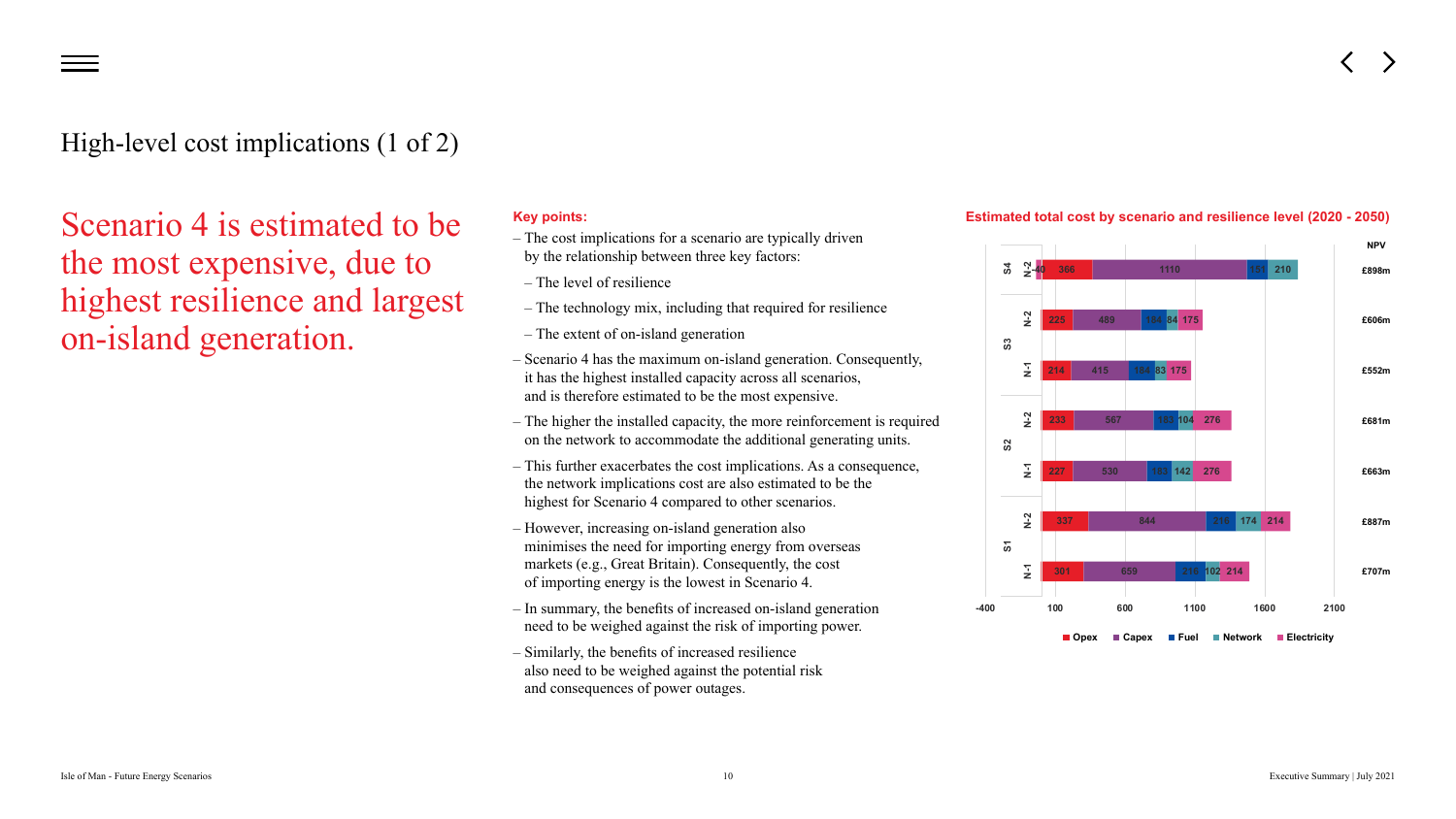# High-level cost implications (1 of 2)

## Scenario 4 is estimated to be the most expensive, due to highest resilience and largest on-island generation.

**Key points:**

- The cost implications for a scenario are typically driven by the relationship between three key factors:
  - The level of resilience
  - The technology mix, including that required for resilience
  - The extent of on-island generation
- Scenario 4 has the maximum on-island generation. Consequently, it has the highest installed capacity across all scenarios, and is therefore estimated to be the most expensive.
- The higher the installed capacity, the more reinforcement is required on the network to accommodate the additional generating units.
- This further exacerbates the cost implications. As a consequence, the network implications cost are also estimated to be the highest for Scenario 4 compared to other scenarios.
- However, increasing on-island generation also minimises the need for importing energy from overseas markets (e.g., Great Britain). Consequently, the cost of importing energy is the lowest in Scenario 4.
- In summary, the benefits of increased on-island generation need to be weighed against the risk of importing power.
- Similarly, the benefits of increased resilience also need to be weighed against the potential risk and consequences of power outages.

**Estimated total cost by scenario and resilience level (2020 - 2050)**

NPV

S4 N-2: -40, 366, 1110, 151, 210 — £898m

S3 N-2: 225, 489, 184, 84, 175 — £606m

S3 N-1: 214, 415, 184, 83, 175 — £552m

S2 N-2: 233, 567, 183, 104, 276 — £681m

S2 N-1: 227, 530, 183, 142, 276 — £663m

S1 N-2: 337, 844, 216, 174, 214 — £887m

S1 N-1: 301, 659, 216, 102, 214 — £707m

-400 100 600 1100 1600 2100

Opex, Capex, Fuel, Network, Electricity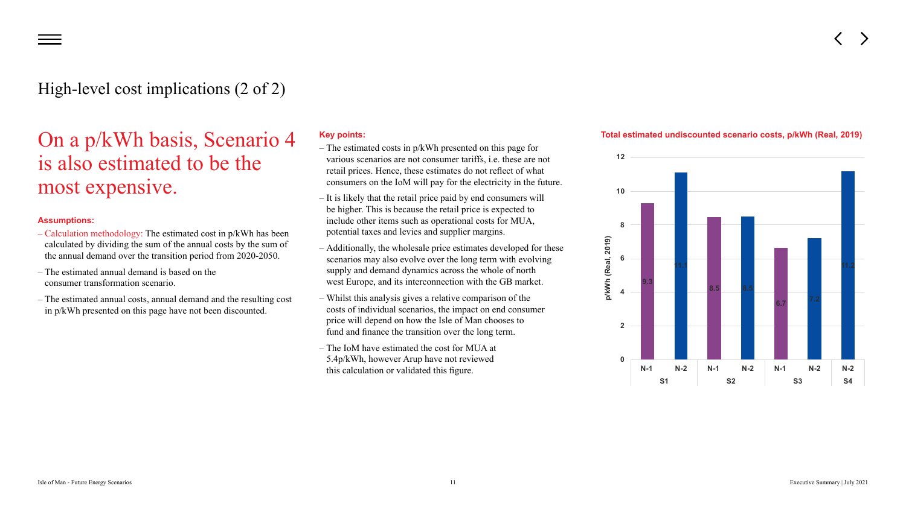# High-level cost implications (2 of 2)

## On a p/kWh basis, Scenario 4 is also estimated to be the most expensive.

**Assumptions:**

- Calculation methodology: The estimated cost in p/kWh has been calculated by dividing the sum of the annual costs by the sum of the annual demand over the transition period from 2020-2050.
- The estimated annual demand is based on the consumer transformation scenario.
- The estimated annual costs, annual demand and the resulting cost in p/kWh presented on this page have not been discounted.

**Key points:**

- The estimated costs in p/kWh presented on this page for various scenarios are not consumer tariffs, i.e. these are not retail prices. Hence, these estimates do not reflect of what consumers on the IoM will pay for the electricity in the future.
- It is likely that the retail price paid by end consumers will be higher. This is because the retail price is expected to include other items such as operational costs for MUA, potential taxes and levies and supplier margins.
- Additionally, the wholesale price estimates developed for these scenarios may also evolve over the long term with evolving supply and demand dynamics across the whole of north west Europe, and its interconnection with the GB market.
- Whilst this analysis gives a relative comparison of the costs of individual scenarios, the impact on end consumer price will depend on how the Isle of Man chooses to fund and finance the transition over the long term.
- The IoM have estimated the cost for MUA at 5.4p/kWh, however Arup have not reviewed this calculation or validated this figure.

**Total estimated undiscounted scenario costs, p/kWh (Real, 2019)**

p/kWh (Real, 2019)

0
2
4
6
8
10
12

S1: N-1 9.3, N-2 11.1
S2: N-1 8.5, N-2 8.5
S3: N-1 6.7, N-2 7.2
S4: N-2 11.2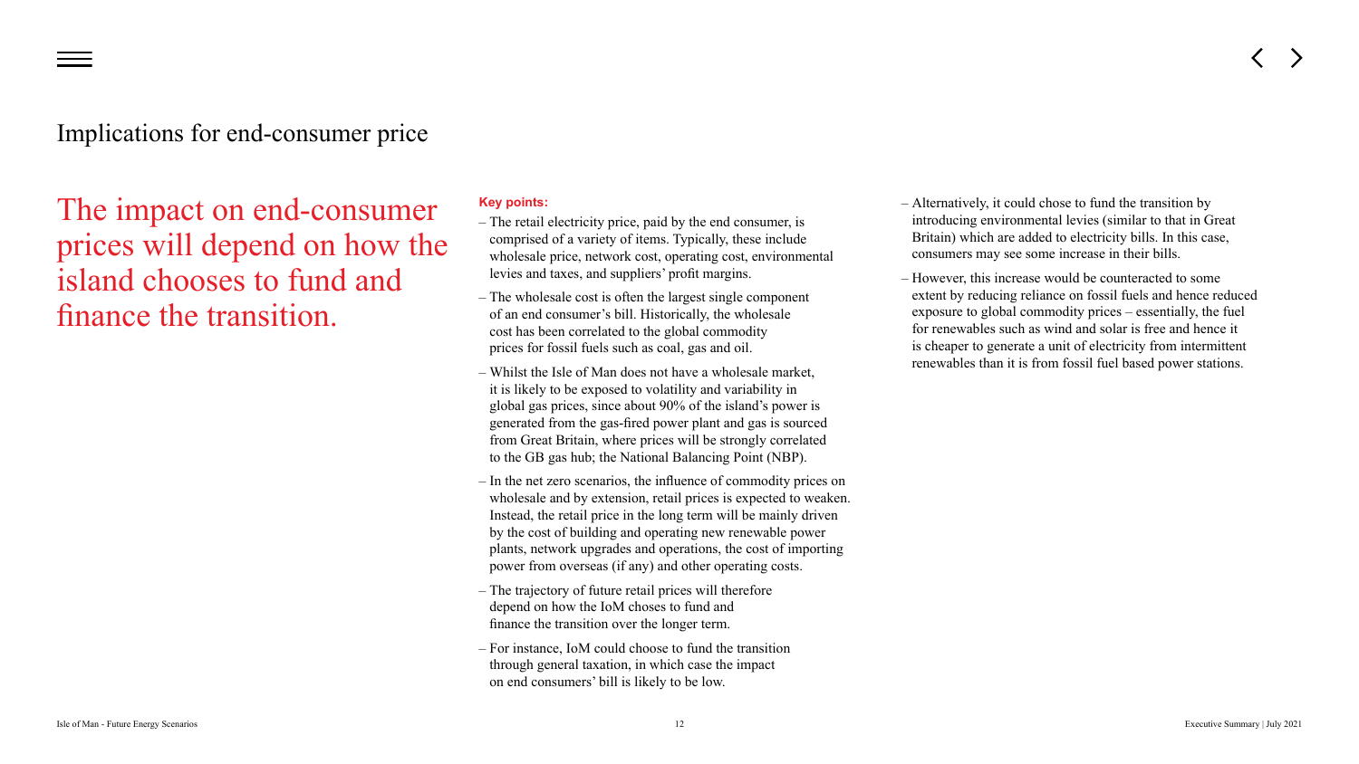## Implications for end-consumer price

# The impact on end-consumer prices will depend on how the island chooses to fund and finance the transition.

**Key points:**

- The retail electricity price, paid by the end consumer, is comprised of a variety of items. Typically, these include wholesale price, network cost, operating cost, environmental levies and taxes, and suppliers' profit margins.
- The wholesale cost is often the largest single component of an end consumer's bill. Historically, the wholesale cost has been correlated to the global commodity prices for fossil fuels such as coal, gas and oil.
- Whilst the Isle of Man does not have a wholesale market, it is likely to be exposed to volatility and variability in global gas prices, since about 90% of the island's power is generated from the gas-fired power plant and gas is sourced from Great Britain, where prices will be strongly correlated to the GB gas hub; the National Balancing Point (NBP).
- In the net zero scenarios, the influence of commodity prices on wholesale and by extension, retail prices is expected to weaken. Instead, the retail price in the long term will be mainly driven by the cost of building and operating new renewable power plants, network upgrades and operations, the cost of importing power from overseas (if any) and other operating costs.
- The trajectory of future retail prices will therefore depend on how the IoM choses to fund and finance the transition over the longer term.
- For instance, IoM could choose to fund the transition through general taxation, in which case the impact on end consumers' bill is likely to be low.
- Alternatively, it could chose to fund the transition by introducing environmental levies (similar to that in Great Britain) which are added to electricity bills. In this case, consumers may see some increase in their bills.
- However, this increase would be counteracted to some extent by reducing reliance on fossil fuels and hence reduced exposure to global commodity prices – essentially, the fuel for renewables such as wind and solar is free and hence it is cheaper to generate a unit of electricity from intermittent renewables than it is from fossil fuel based power stations.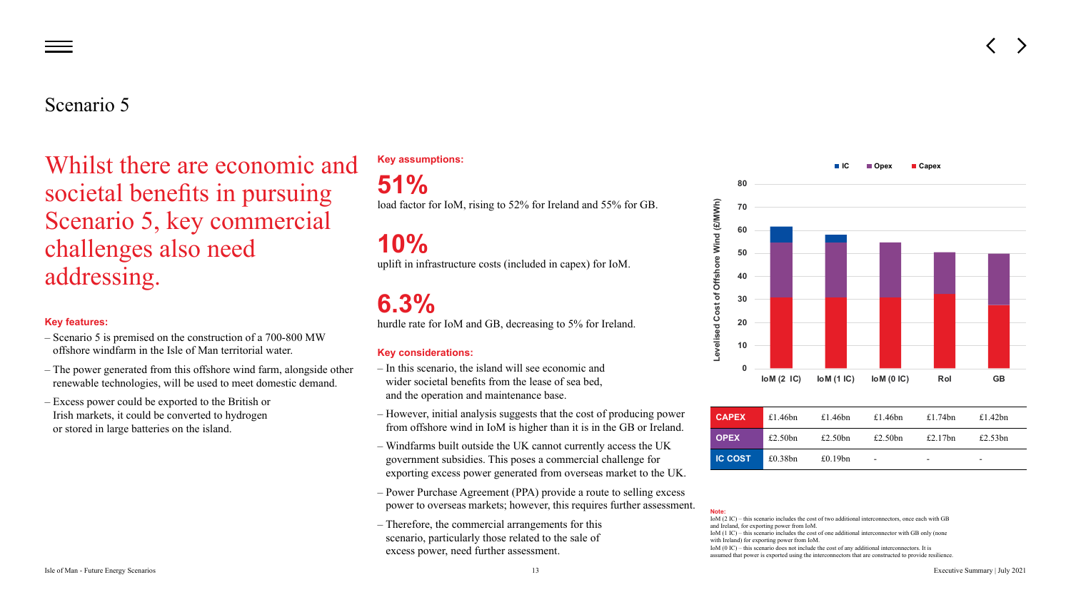# Scenario 5

## Whilst there are economic and societal benefits in pursuing Scenario 5, key commercial challenges also need addressing.

**Key features:**

- Scenario 5 is premised on the construction of a 700-800 MW offshore windfarm in the Isle of Man territorial water.
- The power generated from this offshore wind farm, alongside other renewable technologies, will be used to meet domestic demand.
- Excess power could be exported to the British or Irish markets, it could be converted to hydrogen or stored in large batteries on the island.

**Key assumptions:**

**51%**
load factor for IoM, rising to 52% for Ireland and 55% for GB.

**10%**
uplift in infrastructure costs (included in capex) for IoM.

**6.3%**
hurdle rate for IoM and GB, decreasing to 5% for Ireland.

**Key considerations:**

- In this scenario, the island will see economic and wider societal benefits from the lease of sea bed, and the operation and maintenance base.
- However, initial analysis suggests that the cost of producing power from offshore wind in IoM is higher than it is in the GB or Ireland.
- Windfarms built outside the UK cannot currently access the UK government subsidies. This poses a commercial challenge for exporting excess power generated from overseas market to the UK.
- Power Purchase Agreement (PPA) provide a route to selling excess power to overseas markets; however, this requires further assessment.
- Therefore, the commercial arrangements for this scenario, particularly those related to the sale of excess power, need further assessment.

IC
Opex
Capex

Levelised Cost of Offshore Wind (£/MWh)

0
10
20
30
40
50
60
70
80

IoM (2 IC)
IoM (1 IC)
IoM (0 IC)
RoI
GB

| | IoM (2 IC) | IoM (1 IC) | IoM (0 IC) | RoI | GB |
|---|---|---|---|---|---|
| **CAPEX** | £1.46bn | £1.46bn | £1.46bn | £1.74bn | £1.42bn |
| **OPEX** | £2.50bn | £2.50bn | £2.50bn | £2.17bn | £2.53bn |
| **IC COST** | £0.38bn | £0.19bn | - | - | - |

**Note:**
IoM (2 IC) – this scenario includes the cost of two additional interconnectors, once each with GB and Ireland, for exporting power from IoM.
IoM (1 IC) – this scenario includes the cost of one additional interconnector with GB only (none with Ireland) for exporting power from IoM.
IoM (0 IC) – this scenario does not include the cost of any additional interconnectors. It is assumed that power is exported using the interconnectors that are constructed to provide resilience.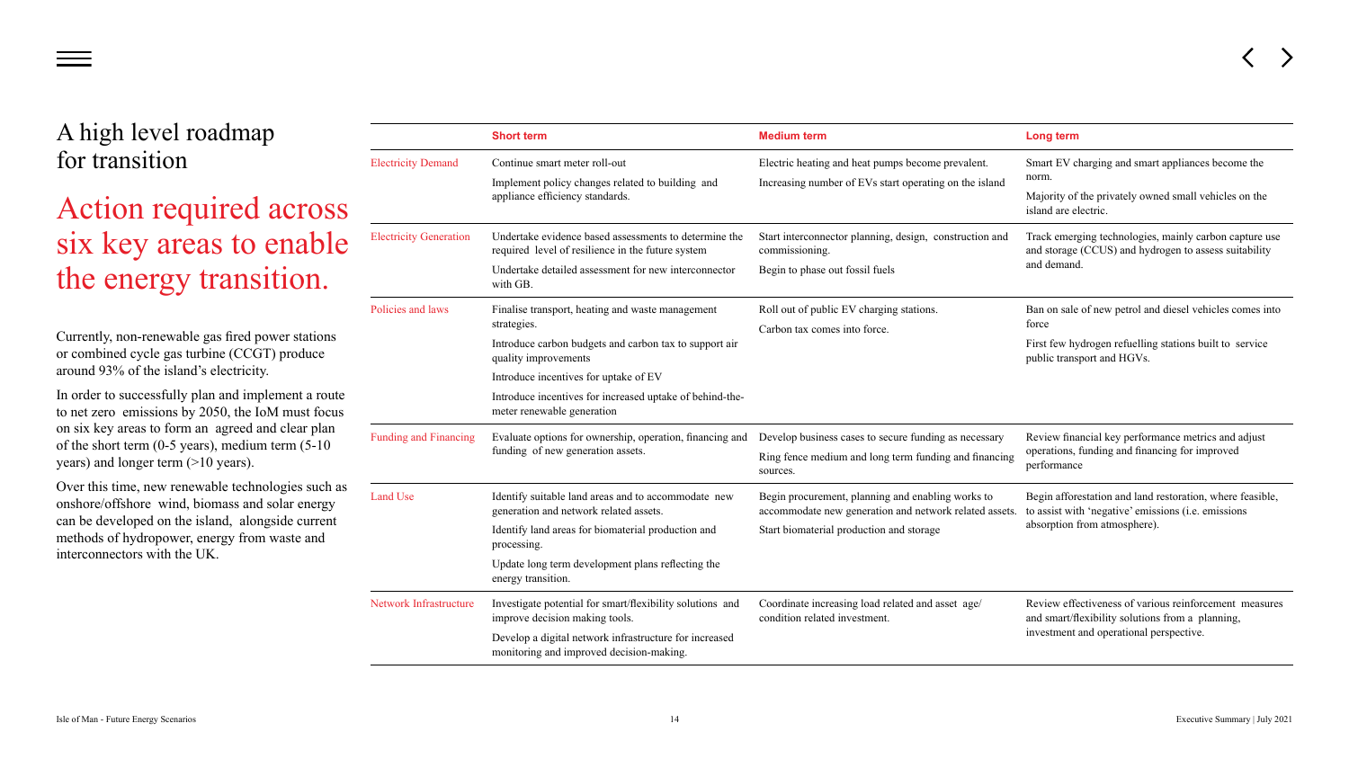# A high level roadmap for transition

## Action required across six key areas to enable the energy transition.

Currently, non-renewable gas fired power stations or combined cycle gas turbine (CCGT) produce around 93% of the island's electricity.

In order to successfully plan and implement a route to net zero emissions by 2050, the IoM must focus on six key areas to form an agreed and clear plan of the short term (0-5 years), medium term (5-10 years) and longer term (>10 years).

Over this time, new renewable technologies such as onshore/offshore wind, biomass and solar energy can be developed on the island, alongside current methods of hydropower, energy from waste and interconnectors with the UK.

| | **Short term** | **Medium term** | **Long term** |
|---|---|---|---|
| Electricity Demand | Continue smart meter roll-out<br><br>Implement policy changes related to building and appliance efficiency standards. | Electric heating and heat pumps become prevalent.<br><br>Increasing number of EVs start operating on the island | Smart EV charging and smart appliances become the norm.<br><br>Majority of the privately owned small vehicles on the island are electric. |
| Electricity Generation | Undertake evidence based assessments to determine the required level of resilience in the future system<br><br>Undertake detailed assessment for new interconnector with GB. | Start interconnector planning, design, construction and commissioning.<br><br>Begin to phase out fossil fuels | Track emerging technologies, mainly carbon capture use and storage (CCUS) and hydrogen to assess suitability and demand. |
| Policies and laws | Finalise transport, heating and waste management strategies.<br><br>Introduce carbon budgets and carbon tax to support air quality improvements<br><br>Introduce incentives for uptake of EV<br><br>Introduce incentives for increased uptake of behind-the-meter renewable generation | Roll out of public EV charging stations.<br><br>Carbon tax comes into force. | Ban on sale of new petrol and diesel vehicles comes into force<br><br>First few hydrogen refuelling stations built to service public transport and HGVs. |
| Funding and Financing | Evaluate options for ownership, operation, financing and funding of new generation assets. | Develop business cases to secure funding as necessary<br><br>Ring fence medium and long term funding and financing sources. | Review financial key performance metrics and adjust operations, funding and financing for improved performance |
| Land Use | Identify suitable land areas and to accommodate new generation and network related assets.<br><br>Identify land areas for biomaterial production and processing.<br><br>Update long term development plans reflecting the energy transition. | Begin procurement, planning and enabling works to accommodate new generation and network related assets.<br><br>Start biomaterial production and storage | Begin afforestation and land restoration, where feasible, to assist with 'negative' emissions (i.e. emissions absorption from atmosphere). |
| Network Infrastructure | Investigate potential for smart/flexibility solutions and improve decision making tools.<br><br>Develop a digital network infrastructure for increased monitoring and improved decision-making. | Coordinate increasing load related and asset age/condition related investment. | Review effectiveness of various reinforcement measures and smart/flexibility solutions from a planning, investment and operational perspective. |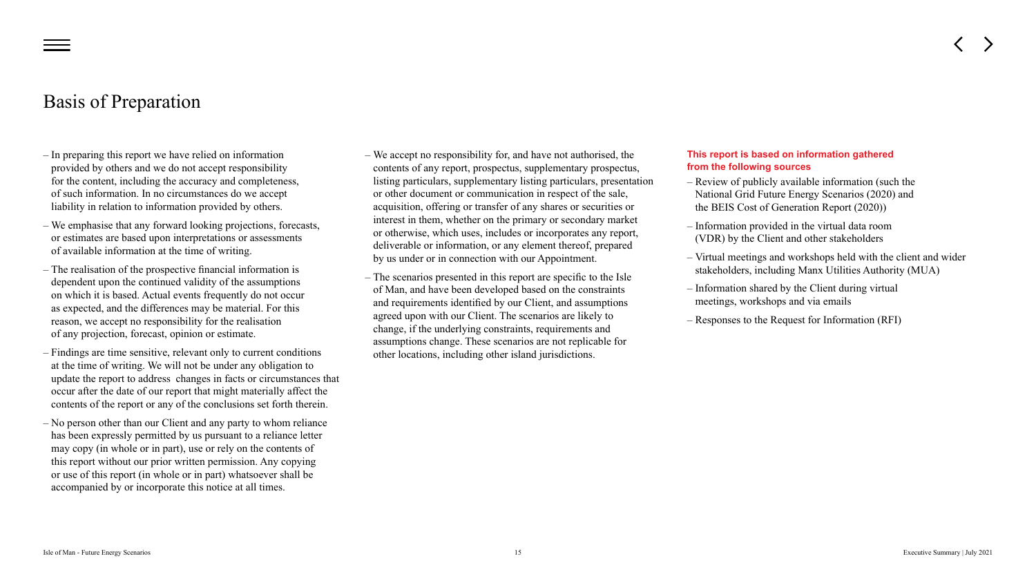# Basis of Preparation

- In preparing this report we have relied on information provided by others and we do not accept responsibility for the content, including the accuracy and completeness, of such information. In no circumstances do we accept liability in relation to information provided by others.
- We emphasise that any forward looking projections, forecasts, or estimates are based upon interpretations or assessments of available information at the time of writing.
- The realisation of the prospective financial information is dependent upon the continued validity of the assumptions on which it is based. Actual events frequently do not occur as expected, and the differences may be material. For this reason, we accept no responsibility for the realisation of any projection, forecast, opinion or estimate.
- Findings are time sensitive, relevant only to current conditions at the time of writing. We will not be under any obligation to update the report to address changes in facts or circumstances that occur after the date of our report that might materially affect the contents of the report or any of the conclusions set forth therein.
- No person other than our Client and any party to whom reliance has been expressly permitted by us pursuant to a reliance letter may copy (in whole or in part), use or rely on the contents of this report without our prior written permission. Any copying or use of this report (in whole or in part) whatsoever shall be accompanied by or incorporate this notice at all times.
- We accept no responsibility for, and have not authorised, the contents of any report, prospectus, supplementary prospectus, listing particulars, supplementary listing particulars, presentation or other document or communication in respect of the sale, acquisition, offering or transfer of any shares or securities or interest in them, whether on the primary or secondary market or otherwise, which uses, includes or incorporates any report, deliverable or information, or any element thereof, prepared by us under or in connection with our Appointment.
- The scenarios presented in this report are specific to the Isle of Man, and have been developed based on the constraints and requirements identified by our Client, and assumptions agreed upon with our Client. The scenarios are likely to change, if the underlying constraints, requirements and assumptions change. These scenarios are not replicable for other locations, including other island jurisdictions.

**This report is based on information gathered from the following sources**

- Review of publicly available information (such the National Grid Future Energy Scenarios (2020) and the BEIS Cost of Generation Report (2020))
- Information provided in the virtual data room (VDR) by the Client and other stakeholders
- Virtual meetings and workshops held with the client and wider stakeholders, including Manx Utilities Authority (MUA)
- Information shared by the Client during virtual meetings, workshops and via emails
- Responses to the Request for Information (RFI)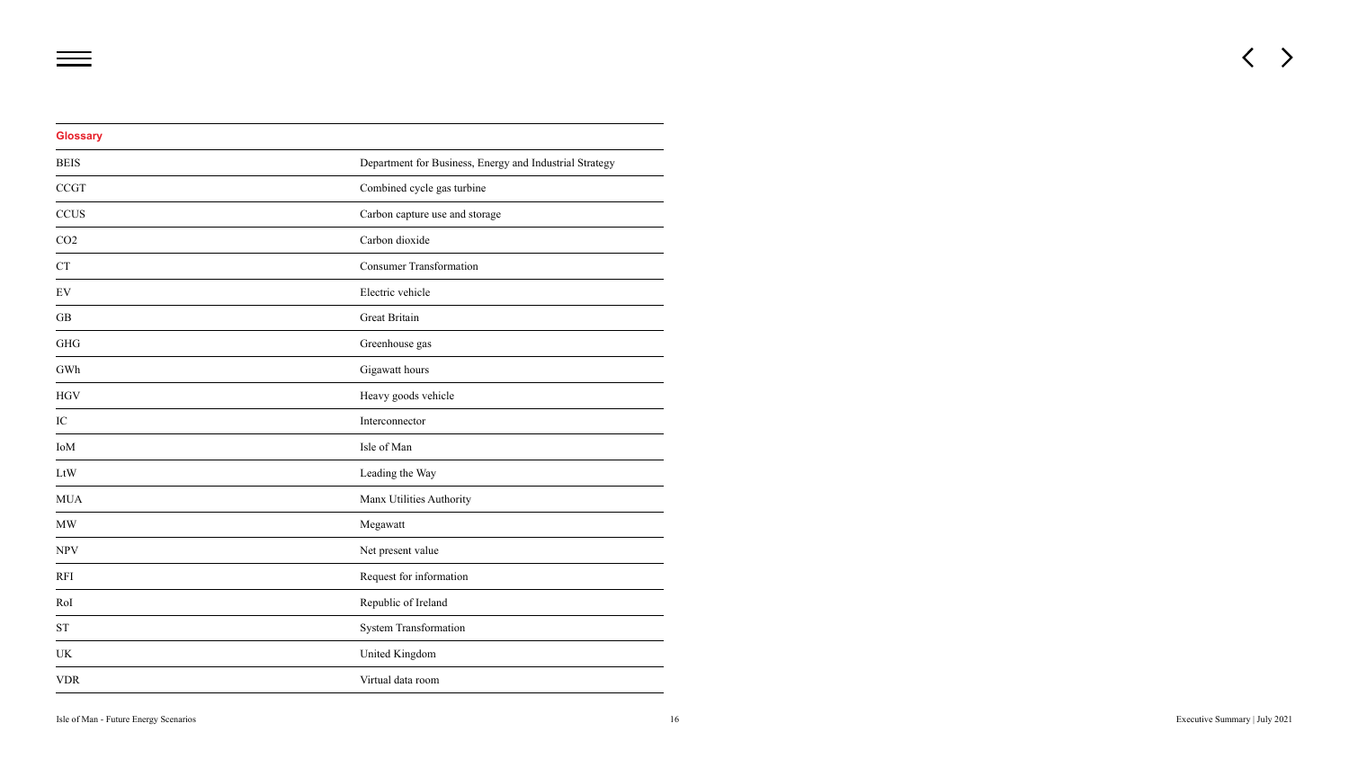## Glossary

| | |
|---|---|
| BEIS | Department for Business, Energy and Industrial Strategy |
| CCGT | Combined cycle gas turbine |
| CCUS | Carbon capture use and storage |
| $CO_2$ | Carbon dioxide |
| CT | Consumer Transformation |
| EV | Electric vehicle |
| GB | Great Britain |
| GHG | Greenhouse gas |
| GWh | Gigawatt hours |
| HGV | Heavy goods vehicle |
| IC | Interconnector |
| IoM | Isle of Man |
| LtW | Leading the Way |
| MUA | Manx Utilities Authority |
| MW | Megawatt |
| NPV | Net present value |
| RFI | Request for information |
| RoI | Republic of Ireland |
| ST | System Transformation |
| UK | United Kingdom |
| VDR | Virtual data room |